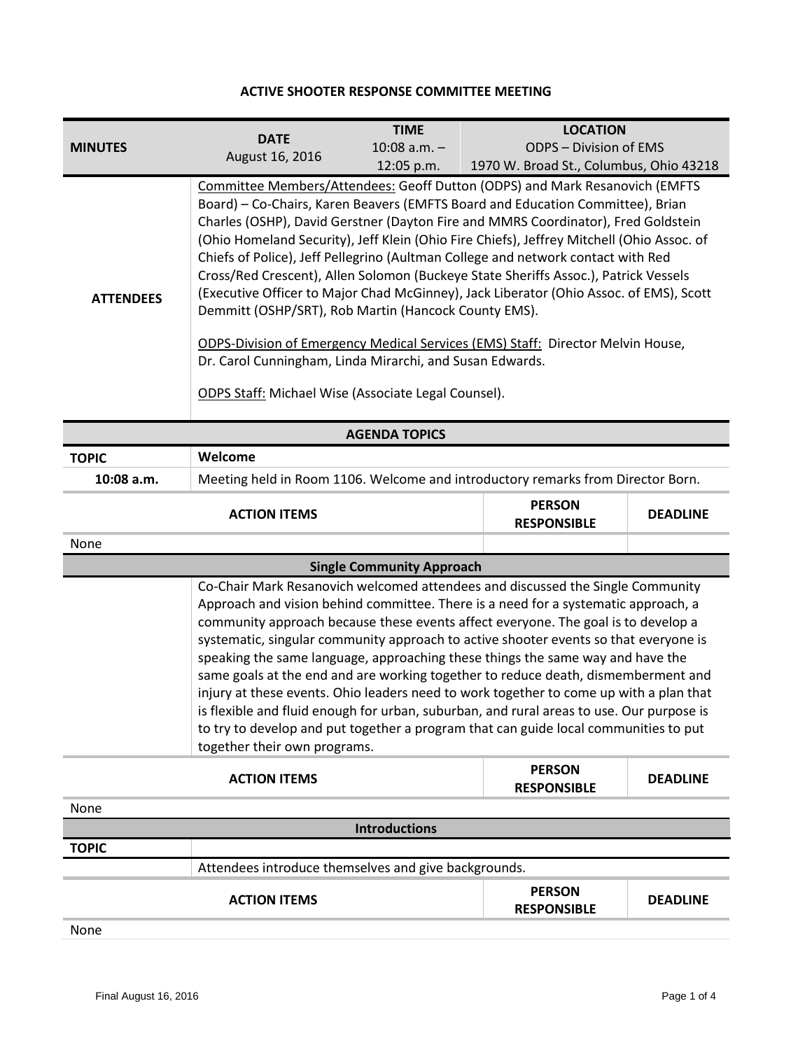# ACTIVE SHOOTER RESPONSE COMMITTEE MEETING

| MINUTES | DATE | TIME | LOCATION |
|---|---|---|---|
| | August 16, 2016 | 10:08 a.m. – 12:05 p.m. | ODPS – Division of EMS<br>1970 W. Broad St., Columbus, Ohio 43218 |

**ATTENDEES**

Committee Members/Attendees: Geoff Dutton (ODPS) and Mark Resanovich (EMFTS Board) – Co-Chairs, Karen Beavers (EMFTS Board and Education Committee), Brian Charles (OSHP), David Gerstner (Dayton Fire and MMRS Coordinator), Fred Goldstein (Ohio Homeland Security), Jeff Klein (Ohio Fire Chiefs), Jeffrey Mitchell (Ohio Assoc. of Chiefs of Police), Jeff Pellegrino (Aultman College and network contact with Red Cross/Red Crescent), Allen Solomon (Buckeye State Sheriffs Assoc.), Patrick Vessels (Executive Officer to Major Chad McGinney), Jack Liberator (Ohio Assoc. of EMS), Scott Demmitt (OSHP/SRT), Rob Martin (Hancock County EMS).

ODPS-Division of Emergency Medical Services (EMS) Staff: Director Melvin House, Dr. Carol Cunningham, Linda Mirarchi, and Susan Edwards.

ODPS Staff: Michael Wise (Associate Legal Counsel).

## AGENDA TOPICS

**TOPIC:** Welcome

**10:08 a.m.** Meeting held in Room 1106. Welcome and introductory remarks from Director Born.

| ACTION ITEMS | PERSON RESPONSIBLE | DEADLINE |
|---|---|---|
| None | | |

### Single Community Approach

Co-Chair Mark Resanovich welcomed attendees and discussed the Single Community Approach and vision behind committee. There is a need for a systematic approach, a community approach because these events affect everyone. The goal is to develop a systematic, singular community approach to active shooter events so that everyone is speaking the same language, approaching these things the same way and have the same goals at the end and are working together to reduce death, dismemberment and injury at these events. Ohio leaders need to work together to come up with a plan that is flexible and fluid enough for urban, suburban, and rural areas to use. Our purpose is to try to develop and put together a program that can guide local communities to put together their own programs.

| ACTION ITEMS | PERSON RESPONSIBLE | DEADLINE |
|---|---|---|
| None | | |

### Introductions

**TOPIC**

Attendees introduce themselves and give backgrounds.

| ACTION ITEMS | PERSON RESPONSIBLE | DEADLINE |
|---|---|---|
| None | | |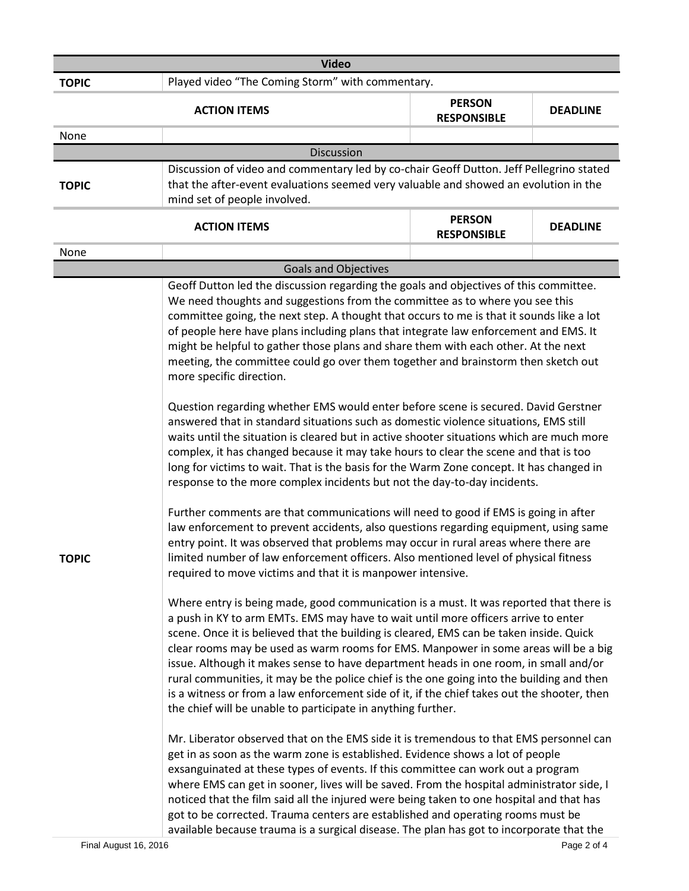| Video | | | |
|---|---|---|---|
| **TOPIC** | Played video "The Coming Storm" with commentary. | | |
| | **ACTION ITEMS** | **PERSON RESPONSIBLE** | **DEADLINE** |
| None | | | |

| Discussion | | | |
|---|---|---|---|
| **TOPIC** | Discussion of video and commentary led by co-chair Geoff Dutton. Jeff Pellegrino stated that the after-event evaluations seemed very valuable and showed an evolution in the mind set of people involved. | | |
| | **ACTION ITEMS** | **PERSON RESPONSIBLE** | **DEADLINE** |
| None | | | |

| Goals and Objectives | |
|---|---|
| **TOPIC** | Geoff Dutton led the discussion regarding the goals and objectives of this committee. We need thoughts and suggestions from the committee as to where you see this committee going, the next step. A thought that occurs to me is that it sounds like a lot of people here have plans including plans that integrate law enforcement and EMS. It might be helpful to gather those plans and share them with each other. At the next meeting, the committee could go over them together and brainstorm then sketch out more specific direction.<br><br>Question regarding whether EMS would enter before scene is secured. David Gerstner answered that in standard situations such as domestic violence situations, EMS still waits until the situation is cleared but in active shooter situations which are much more complex, it has changed because it may take hours to clear the scene and that is too long for victims to wait. That is the basis for the Warm Zone concept. It has changed in response to the more complex incidents but not the day-to-day incidents.<br><br>Further comments are that communications will need to good if EMS is going in after law enforcement to prevent accidents, also questions regarding equipment, using same entry point. It was observed that problems may occur in rural areas where there are limited number of law enforcement officers. Also mentioned level of physical fitness required to move victims and that it is manpower intensive.<br><br>Where entry is being made, good communication is a must. It was reported that there is a push in KY to arm EMTs. EMS may have to wait until more officers arrive to enter scene. Once it is believed that the building is cleared, EMS can be taken inside. Quick clear rooms may be used as warm rooms for EMS. Manpower in some areas will be a big issue. Although it makes sense to have department heads in one room, in small and/or rural communities, it may be the police chief is the one going into the building and then is a witness or from a law enforcement side of it, if the chief takes out the shooter, then the chief will be unable to participate in anything further.<br><br>Mr. Liberator observed that on the EMS side it is tremendous to that EMS personnel can get in as soon as the warm zone is established. Evidence shows a lot of people exsanguinated at these types of events. If this committee can work out a program where EMS can get in sooner, lives will be saved. From the hospital administrator side, I noticed that the film said all the injured were being taken to one hospital and that has got to be corrected. Trauma centers are established and operating rooms must be available because trauma is a surgical disease. The plan has got to incorporate that the |

Final August 16, 2016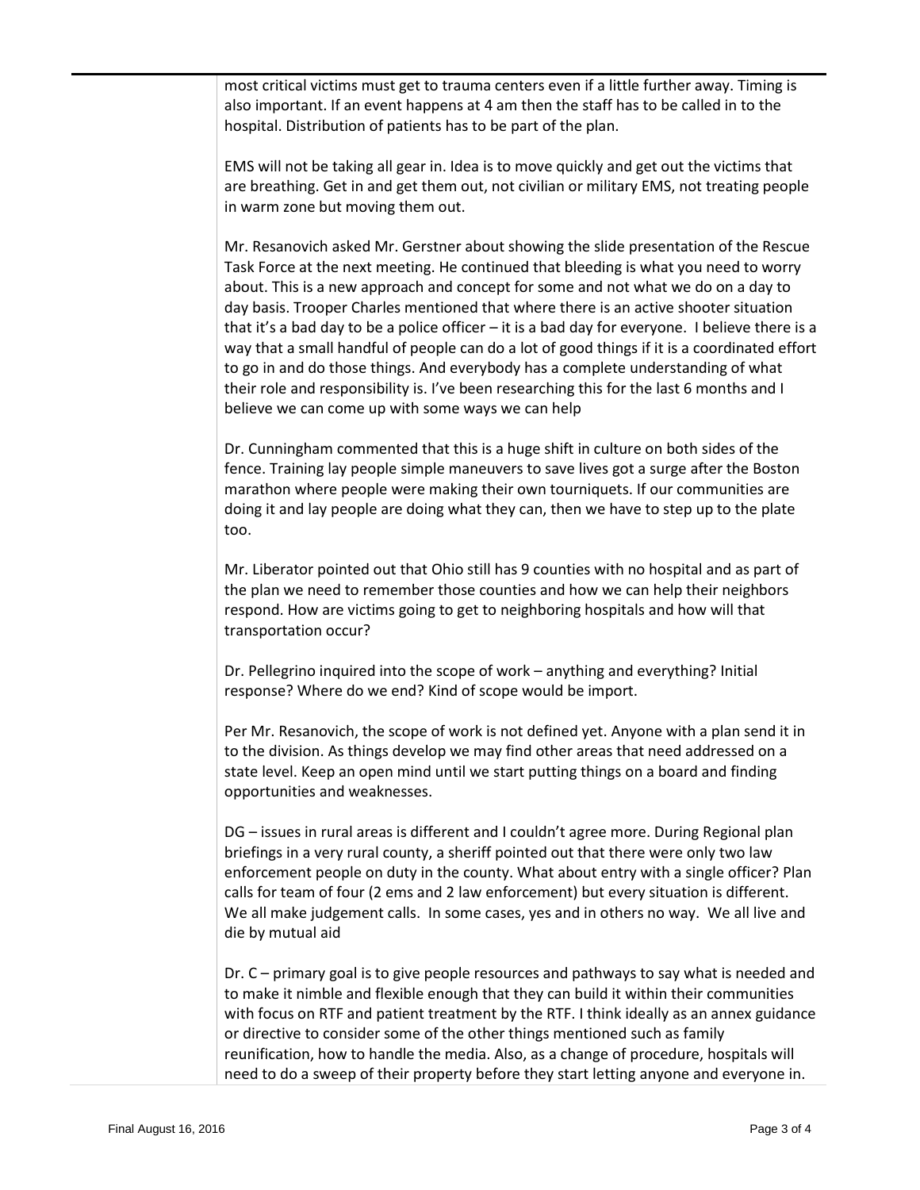most critical victims must get to trauma centers even if a little further away. Timing is also important. If an event happens at 4 am then the staff has to be called in to the hospital. Distribution of patients has to be part of the plan.

EMS will not be taking all gear in. Idea is to move quickly and get out the victims that are breathing. Get in and get them out, not civilian or military EMS, not treating people in warm zone but moving them out.

Mr. Resanovich asked Mr. Gerstner about showing the slide presentation of the Rescue Task Force at the next meeting. He continued that bleeding is what you need to worry about. This is a new approach and concept for some and not what we do on a day to day basis. Trooper Charles mentioned that where there is an active shooter situation that it's a bad day to be a police officer – it is a bad day for everyone. I believe there is a way that a small handful of people can do a lot of good things if it is a coordinated effort to go in and do those things. And everybody has a complete understanding of what their role and responsibility is. I've been researching this for the last 6 months and I believe we can come up with some ways we can help

Dr. Cunningham commented that this is a huge shift in culture on both sides of the fence. Training lay people simple maneuvers to save lives got a surge after the Boston marathon where people were making their own tourniquets. If our communities are doing it and lay people are doing what they can, then we have to step up to the plate too.

Mr. Liberator pointed out that Ohio still has 9 counties with no hospital and as part of the plan we need to remember those counties and how we can help their neighbors respond. How are victims going to get to neighboring hospitals and how will that transportation occur?

Dr. Pellegrino inquired into the scope of work – anything and everything? Initial response? Where do we end? Kind of scope would be import.

Per Mr. Resanovich, the scope of work is not defined yet. Anyone with a plan send it in to the division. As things develop we may find other areas that need addressed on a state level. Keep an open mind until we start putting things on a board and finding opportunities and weaknesses.

DG – issues in rural areas is different and I couldn't agree more. During Regional plan briefings in a very rural county, a sheriff pointed out that there were only two law enforcement people on duty in the county. What about entry with a single officer? Plan calls for team of four (2 ems and 2 law enforcement) but every situation is different. We all make judgement calls. In some cases, yes and in others no way. We all live and die by mutual aid

Dr. C – primary goal is to give people resources and pathways to say what is needed and to make it nimble and flexible enough that they can build it within their communities with focus on RTF and patient treatment by the RTF. I think ideally as an annex guidance or directive to consider some of the other things mentioned such as family reunification, how to handle the media. Also, as a change of procedure, hospitals will need to do a sweep of their property before they start letting anyone and everyone in.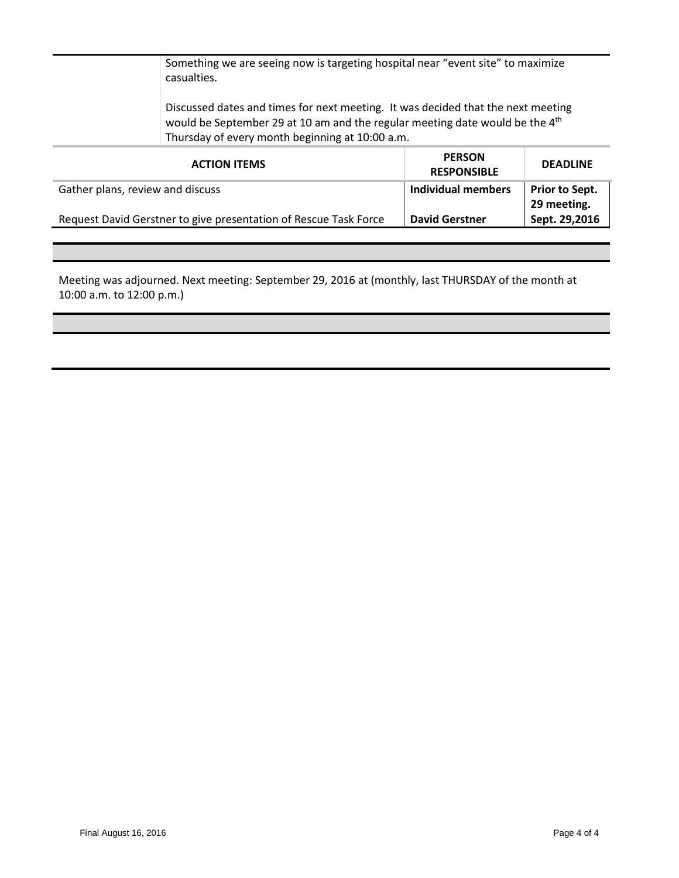| | |
|---|---|
| | Something we are seeing now is targeting hospital near "event site" to maximize casualties.<br><br>Discussed dates and times for next meeting. It was decided that the next meeting would be September 29 at 10 am and the regular meeting date would be the 4th Thursday of every month beginning at 10:00 a.m. |

| ACTION ITEMS | PERSON RESPONSIBLE | DEADLINE |
|---|---|---|
| Gather plans, review and discuss | **Individual members** | **Prior to Sept. 29 meeting.** |
| Request David Gerstner to give presentation of Rescue Task Force | **David Gerstner** | **Sept. 29,2016** |

Meeting was adjourned. Next meeting: September 29, 2016 at (monthly, last THURSDAY of the month at 10:00 a.m. to 12:00 p.m.)

Final August 16, 2016